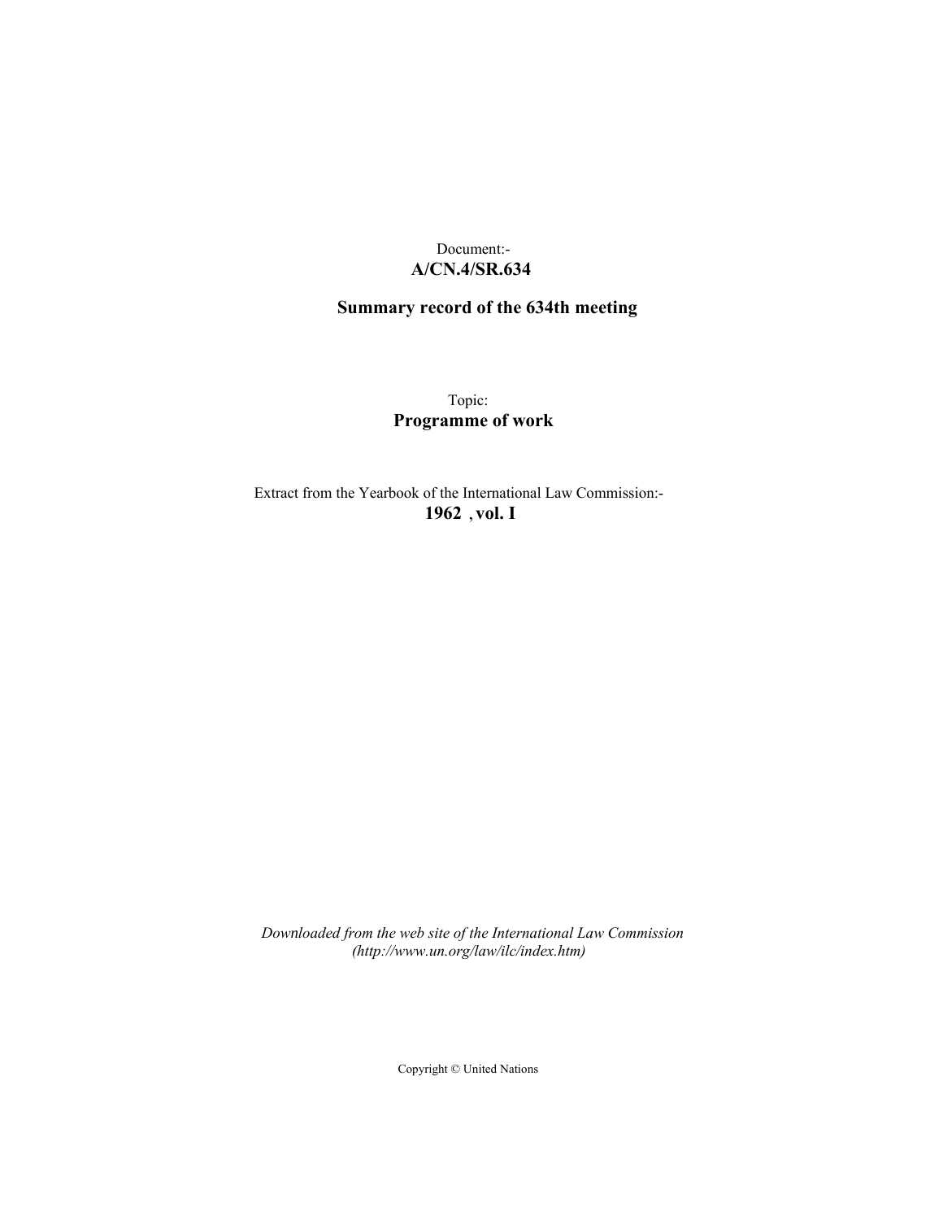Document:-
**A/CN.4/SR.634**

**Summary record of the 634th meeting**

Topic:
**Programme of work**

Extract from the Yearbook of the International Law Commission:-
**1962 , vol. I**

*Downloaded from the web site of the International Law Commission (http://www.un.org/law/ilc/index.htm)*

Copyright © United Nations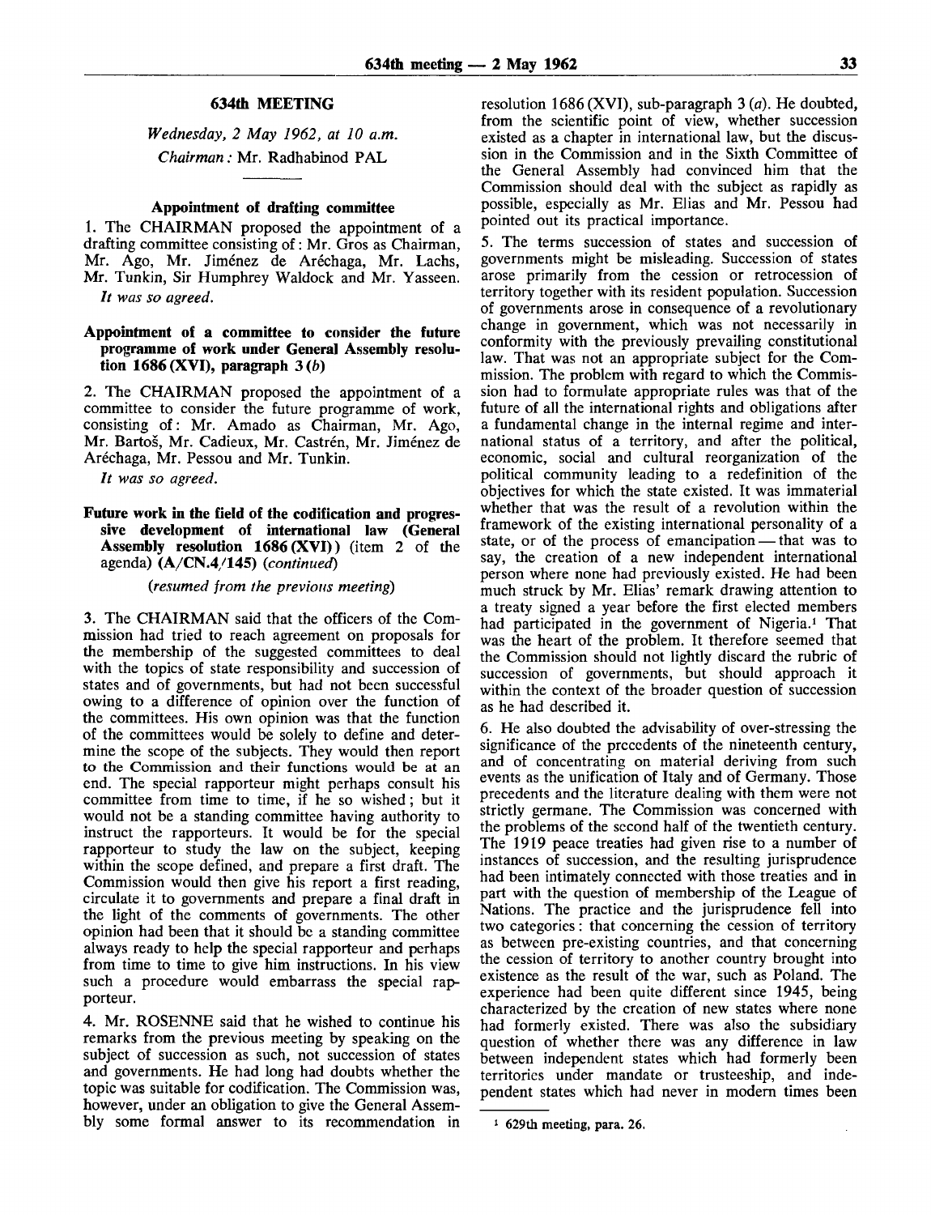## 634th MEETING

*Wednesday, 2 May 1962, at 10 a.m.*

*Chairman:* Mr. Radhabinod PAL

---

### Appointment of drafting committee

1. The CHAIRMAN proposed the appointment of a drafting committee consisting of: Mr. Gros as Chairman, Mr. Ago, Mr. Jiménez de Aréchaga, Mr. Lachs, Mr. Tunkin, Sir Humphrey Waldock and Mr. Yasseen.

*It was so agreed.*

### Appointment of a committee to consider the future programme of work under General Assembly resolution 1686 (XVI), paragraph 3 (*b*)

2. The CHAIRMAN proposed the appointment of a committee to consider the future programme of work, consisting of: Mr. Amado as Chairman, Mr. Ago, Mr. Bartoš, Mr. Cadieux, Mr. Castrén, Mr. Jiménez de Aréchaga, Mr. Pessou and Mr. Tunkin.

*It was so agreed.*

### Future work in the field of the codification and progressive development of international law (General Assembly resolution 1686 (XVI)) (item 2 of the agenda) (A/CN.4/145) (*continued*)

(*resumed from the previous meeting*)

3. The CHAIRMAN said that the officers of the Commission had tried to reach agreement on proposals for the membership of the suggested committees to deal with the topics of state responsibility and succession of states and of governments, but had not been successful owing to a difference of opinion over the function of the committees. His own opinion was that the function of the committees would be solely to define and determine the scope of the subjects. They would then report to the Commission and their functions would be at an end. The special rapporteur might perhaps consult his committee from time to time, if he so wished; but it would not be a standing committee having authority to instruct the rapporteurs. It would be for the special rapporteur to study the law on the subject, keeping within the scope defined, and prepare a first draft. The Commission would then give his report a first reading, circulate it to governments and prepare a final draft in the light of the comments of governments. The other opinion had been that it should be a standing committee always ready to help the special rapporteur and perhaps from time to time to give him instructions. In his view such a procedure would embarrass the special rapporteur.

4. Mr. ROSENNE said that he wished to continue his remarks from the previous meeting by speaking on the subject of succession as such, not succession of states and governments. He had long had doubts whether the topic was suitable for codification. The Commission was, however, under an obligation to give the General Assembly some formal answer to its recommendation in resolution 1686 (XVI), sub-paragraph 3 (*a*). He doubted, from the scientific point of view, whether succession existed as a chapter in international law, but the discussion in the Commission and in the Sixth Committee of the General Assembly had convinced him that the Commission should deal with the subject as rapidly as possible, especially as Mr. Elias and Mr. Pessou had pointed out its practical importance.

5. The terms succession of states and succession of governments might be misleading. Succession of states arose primarily from the cession or retrocession of territory together with its resident population. Succession of governments arose in consequence of a revolutionary change in government, which was not necessarily in conformity with the previously prevailing constitutional law. That was not an appropriate subject for the Commission. The problem with regard to which the Commission had to formulate appropriate rules was that of the future of all the international rights and obligations after a fundamental change in the internal regime and international status of a territory, and after the political, economic, social and cultural reorganization of the political community leading to a redefinition of the objectives for which the state existed. It was immaterial whether that was the result of a revolution within the framework of the existing international personality of a state, or of the process of emancipation — that was to say, the creation of a new independent international person where none had previously existed. He had been much struck by Mr. Elias' remark drawing attention to a treaty signed a year before the first elected members had participated in the government of Nigeria.[1] That was the heart of the problem. It therefore seemed that the Commission should not lightly discard the rubric of succession of governments, but should approach it within the context of the broader question of succession as he had described it.

6. He also doubted the advisability of over-stressing the significance of the precedents of the nineteenth century, and of concentrating on material deriving from such events as the unification of Italy and of Germany. Those precedents and the literature dealing with them were not strictly germane. The Commission was concerned with the problems of the second half of the twentieth century. The 1919 peace treaties had given rise to a number of instances of succession, and the resulting jurisprudence had been intimately connected with those treaties and in part with the question of membership of the League of Nations. The practice and the jurisprudence fell into two categories: that concerning the cession of territory as between pre-existing countries, and that concerning the cession of territory to another country brought into existence as the result of the war, such as Poland. The experience had been quite different since 1945, being characterized by the creation of new states where none had formerly existed. There was also the subsidiary question of whether there was any difference in law between independent states which had formerly been territories under mandate or trusteeship, and independent states which had never in modern times been

---

[1] 629th meeting, para. 26.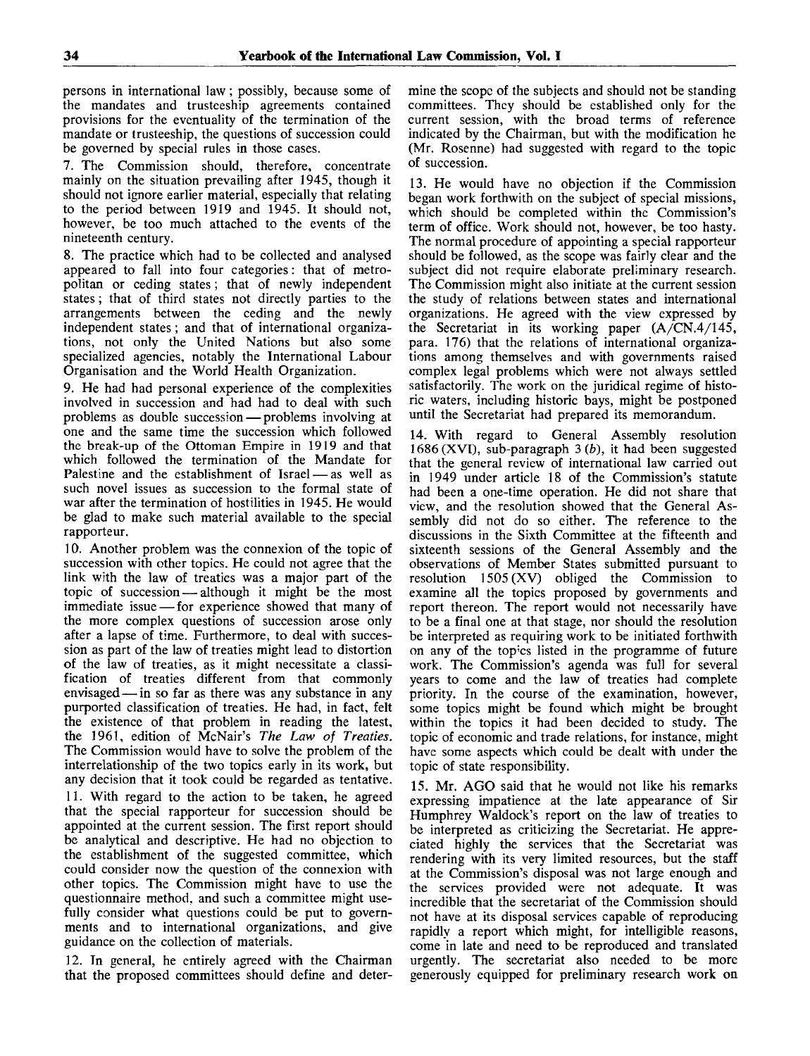persons in international law; possibly, because some of the mandates and trusteeship agreements contained provisions for the eventuality of the termination of the mandate or trusteeship, the questions of succession could be governed by special rules in those cases.

7. The Commission should, therefore, concentrate mainly on the situation prevailing after 1945, though it should not ignore earlier material, especially that relating to the period between 1919 and 1945. It should not, however, be too much attached to the events of the nineteenth century.

8. The practice which had to be collected and analysed appeared to fall into four categories: that of metropolitan or ceding states; that of newly independent states; that of third states not directly parties to the arrangements between the ceding and the newly independent states; and that of international organizations, not only the United Nations but also some specialized agencies, notably the International Labour Organisation and the World Health Organization.

9. He had had personal experience of the complexities involved in succession and had had to deal with such problems as double succession — problems involving at one and the same time the succession which followed the break-up of the Ottoman Empire in 1919 and that which followed the termination of the Mandate for Palestine and the establishment of Israel — as well as such novel issues as succession to the formal state of war after the termination of hostilities in 1945. He would be glad to make such material available to the special rapporteur.

10. Another problem was the connexion of the topic of succession with other topics. He could not agree that the link with the law of treaties was a major part of the topic of succession — although it might be the most immediate issue — for experience showed that many of the more complex questions of succession arose only after a lapse of time. Furthermore, to deal with succession as part of the law of treaties might lead to distortion of the law of treaties, as it might necessitate a classification of treaties different from that commonly envisaged — in so far as there was any substance in any purported classification of treaties. He had, in fact, felt the existence of that problem in reading the latest, the 1961, edition of McNair's *The Law of Treaties*. The Commission would have to solve the problem of the interrelationship of the two topics early in its work, but any decision that it took could be regarded as tentative.

11. With regard to the action to be taken, he agreed that the special rapporteur for succession should be appointed at the current session. The first report should be analytical and descriptive. He had no objection to the establishment of the suggested committee, which could consider now the question of the connexion with other topics. The Commission might have to use the questionnaire method, and such a committee might usefully consider what questions could be put to governments and to international organizations, and give guidance on the collection of materials.

12. In general, he entirely agreed with the Chairman that the proposed committees should define and determine the scope of the subjects and should not be standing committees. They should be established only for the current session, with the broad terms of reference indicated by the Chairman, but with the modification he (Mr. Rosenne) had suggested with regard to the topic of succession.

13. He would have no objection if the Commission began work forthwith on the subject of special missions, which should be completed within the Commission's term of office. Work should not, however, be too hasty. The normal procedure of appointing a special rapporteur should be followed, as the scope was fairly clear and the subject did not require elaborate preliminary research. The Commission might also initiate at the current session the study of relations between states and international organizations. He agreed with the view expressed by the Secretariat in its working paper (A/CN.4/145, para. 176) that the relations of international organizations among themselves and with governments raised complex legal problems which were not always settled satisfactorily. The work on the juridical regime of historic waters, including historic bays, might be postponed until the Secretariat had prepared its memorandum.

14. With regard to General Assembly resolution 1686 (XVI), sub-paragraph 3 (*b*), it had been suggested that the general review of international law carried out in 1949 under article 18 of the Commission's statute had been a one-time operation. He did not share that view, and the resolution showed that the General Assembly did not do so either. The reference to the discussions in the Sixth Committee at the fifteenth and sixteenth sessions of the General Assembly and the observations of Member States submitted pursuant to resolution 1505 (XV) obliged the Commission to examine all the topics proposed by governments and report thereon. The report would not necessarily have to be a final one at that stage, nor should the resolution be interpreted as requiring work to be initiated forthwith on any of the topics listed in the programme of future work. The Commission's agenda was full for several years to come and the law of treaties had complete priority. In the course of the examination, however, some topics might be found which might be brought within the topics it had been decided to study. The topic of economic and trade relations, for instance, might have some aspects which could be dealt with under the topic of state responsibility.

15. Mr. AGO said that he would not like his remarks expressing impatience at the late appearance of Sir Humphrey Waldock's report on the law of treaties to be interpreted as criticizing the Secretariat. He appreciated highly the services that the Secretariat was rendering with its very limited resources, but the staff at the Commission's disposal was not large enough and the services provided were not adequate. It was incredible that the secretariat of the Commission should not have at its disposal services capable of reproducing rapidly a report which might, for intelligible reasons, come in late and need to be reproduced and translated urgently. The secretariat also needed to be more generously equipped for preliminary research work on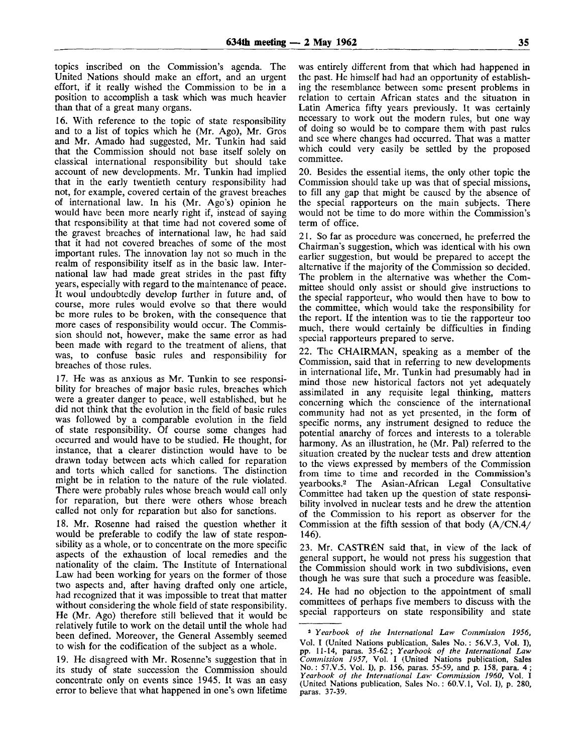topics inscribed on the Commission's agenda. The United Nations should make an effort, and an urgent effort, if it really wished the Commission to be in a position to accomplish a task which was much heavier than that of a great many organs.

16. With reference to the topic of state responsibility and to a list of topics which he (Mr. Ago), Mr. Gros and Mr. Amado had suggested, Mr. Tunkin had said that the Commission should not base itself solely on classical international responsibility but should take account of new developments. Mr. Tunkin had implied that in the early twentieth century responsibility had not, for example, covered certain of the gravest breaches of international law. In his (Mr. Ago's) opinion he would have been more nearly right if, instead of saying that responsibility at that time had not covered some of the gravest breaches of international law, he had said that it had not covered breaches of some of the most important rules. The innovation lay not so much in the realm of responsibility itself as in the basic law. International law had made great strides in the past fifty years, especially with regard to the maintenance of peace. It woul undoubtedly develop further in future and, of course, more rules would evolve so that there would be more rules to be broken, with the consequence that more cases of responsibility would occur. The Commission should not, however, make the same error as had been made with regard to the treatment of aliens, that was, to confuse basic rules and responsibility for breaches of those rules.

17. He was as anxious as Mr. Tunkin to see responsibility for breaches of major basic rules, breaches which were a greater danger to peace, well established, but he did not think that the evolution in the field of basic rules was followed by a comparable evolution in the field of state responsibility. Of course some changes had occurred and would have to be studied. He thought, for instance, that a clearer distinction would have to be drawn today between acts which called for reparation and torts which called for sanctions. The distinction might be in relation to the nature of the rule violated. There were probably rules whose breach would call only for reparation, but there were others whose breach called not only for reparation but also for sanctions.

18. Mr. Rosenne had raised the question whether it would be preferable to codify the law of state responsibility as a whole, or to concentrate on the more specific aspects of the exhaustion of local remedies and the nationality of the claim. The Institute of International Law had been working for years on the former of those two aspects and, after having drafted only one article, had recognized that it was impossible to treat that matter without considering the whole field of state responsibility. He (Mr. Ago) therefore still believed that it would be relatively futile to work on the detail until the whole had been defined. Moreover, the General Assembly seemed to wish for the codification of the subject as a whole.

19. He disagreed with Mr. Rosenne's suggestion that in its study of state succession the Commission should concentrate only on events since 1945. It was an easy error to believe that what happened in one's own lifetime was entirely different from that which had happened in the past. He himself had had an opportunity of establishing the resemblance between some present problems in relation to certain African states and the situation in Latin America fifty years previously. It was certainly necessary to work out the modern rules, but one way of doing so would be to compare them with past rules and see where changes had occurred. That was a matter which could very easily be settled by the proposed committee.

20. Besides the essential items, the only other topic the Commission should take up was that of special missions, to fill any gap that might be caused by the absence of the special rapporteurs on the main subjects. There would not be time to do more within the Commission's term of office.

21. So far as procedure was concerned, he preferred the Chairman's suggestion, which was identical with his own earlier suggestion, but would be prepared to accept the alternative if the majority of the Commission so decided. The problem in the alternative was whether the Committee should only assist or should give instructions to the special rapporteur, who would then have to bow to the committee, which would take the responsibility for the report. If the intention was to tie the rapporteur too much, there would certainly be difficulties in finding special rapporteurs prepared to serve.

22. The CHAIRMAN, speaking as a member of the Commission, said that in referring to new developments in international life, Mr. Tunkin had presumably had in mind those new historical factors not yet adequately assimilated in any requisite legal thinking, matters concerning which the conscience of the international community had not as yet presented, in the form of specific norms, any instrument designed to reduce the potential anarchy of forces and interests to a tolerable harmony. As an illustration, he (Mr. Pal) referred to the situation created by the nuclear tests and drew attention to the views expressed by members of the Commission from time to time and recorded in the Commission's yearbooks.[2] The Asian-African Legal Consultative Committee had taken up the question of state responsibility involved in nuclear tests and he drew the attention of the Commission to his report as observer for the Commission at the fifth session of that body (A/CN.4/146).

23. Mr. CASTRÉN said that, in view of the lack of general support, he would not press his suggestion that the Commission should work in two subdivisions, even though he was sure that such a procedure was feasible.

24. He had no objection to the appointment of small committees of perhaps five members to discuss with the special rapporteurs on state responsibility and state

---

[2] *Yearbook of the International Law Commission 1956*, Vol. I (United Nations publication, Sales No.: 56.V.3, Vol. I), pp. 11-14, paras. 35-62; *Yearbook of the International Law Commission 1957*, Vol. I (United Nations publication, Sales No.: 57.V.5, Vol. I), p. 156, paras. 55-59, and p. 158, para. 4; *Yearbook of the International Law Commission 1960*, Vol. I (United Nations publication, Sales No.: 60.V.1, Vol. I), p. 280, paras. 37-39.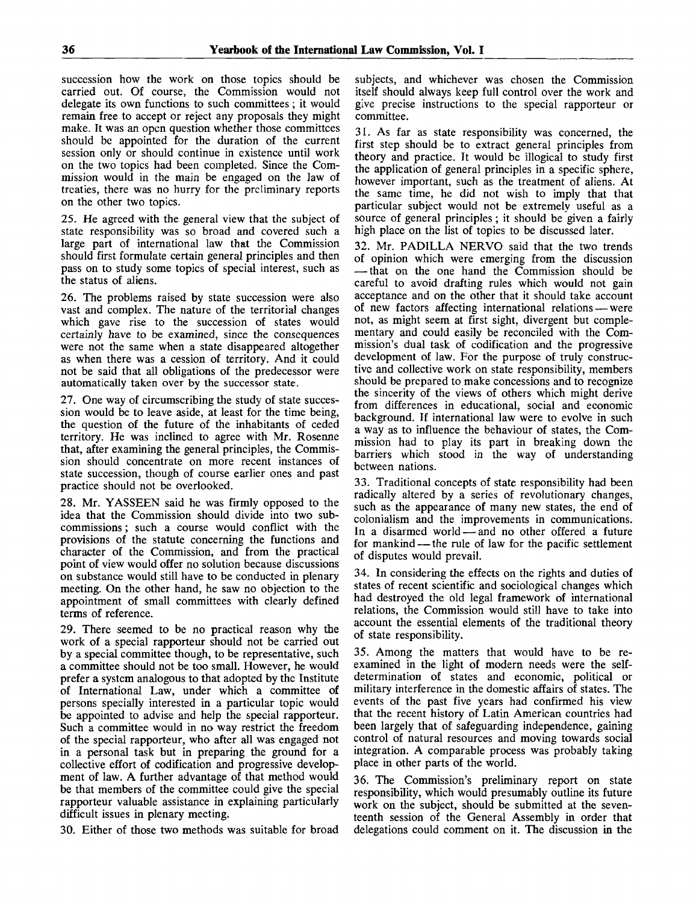succession how the work on those topics should be carried out. Of course, the Commission would not delegate its own functions to such committees; it would remain free to accept or reject any proposals they might make. It was an open question whether those committees should be appointed for the duration of the current session only or should continue in existence until work on the two topics had been completed. Since the Commission would in the main be engaged on the law of treaties, there was no hurry for the preliminary reports on the other two topics.

25. He agreed with the general view that the subject of state responsibility was so broad and covered such a large part of international law that the Commission should first formulate certain general principles and then pass on to study some topics of special interest, such as the status of aliens.

26. The problems raised by state succession were also vast and complex. The nature of the territorial changes which gave rise to the succession of states would certainly have to be examined, since the consequences were not the same when a state disappeared altogether as when there was a cession of territory. And it could not be said that all obligations of the predecessor were automatically taken over by the successor state.

27. One way of circumscribing the study of state succession would be to leave aside, at least for the time being, the question of the future of the inhabitants of ceded territory. He was inclined to agree with Mr. Rosenne that, after examining the general principles, the Commission should concentrate on more recent instances of state succession, though of course earlier ones and past practice should not be overlooked.

28. Mr. YASSEEN said he was firmly opposed to the idea that the Commission should divide into two sub-commissions; such a course would conflict with the provisions of the statute concerning the functions and character of the Commission, and from the practical point of view would offer no solution because discussions on substance would still have to be conducted in plenary meeting. On the other hand, he saw no objection to the appointment of small committees with clearly defined terms of reference.

29. There seemed to be no practical reason why the work of a special rapporteur should not be carried out by a special committee though, to be representative, such a committee should not be too small. However, he would prefer a system analogous to that adopted by the Institute of International Law, under which a committee of persons specially interested in a particular topic would be appointed to advise and help the special rapporteur. Such a committee would in no way restrict the freedom of the special rapporteur, who after all was engaged not in a personal task but in preparing the ground for a collective effort of codification and progressive development of law. A further advantage of that method would be that members of the committee could give the special rapporteur valuable assistance in explaining particularly difficult issues in plenary meeting.

30. Either of those two methods was suitable for broad subjects, and whichever was chosen the Commission itself should always keep full control over the work and give precise instructions to the special rapporteur or committee.

31. As far as state responsibility was concerned, the first step should be to extract general principles from theory and practice. It would be illogical to study first the application of general principles in a specific sphere, however important, such as the treatment of aliens. At the same time, he did not wish to imply that that particular subject would not be extremely useful as a source of general principles; it should be given a fairly high place on the list of topics to be discussed later.

32. Mr. PADILLA NERVO said that the two trends of opinion which were emerging from the discussion — that on the one hand the Commission should be careful to avoid drafting rules which would not gain acceptance and on the other that it should take account of new factors affecting international relations — were not, as might seem at first sight, divergent but complementary and could easily be reconciled with the Commission's dual task of codification and the progressive development of law. For the purpose of truly constructive and collective work on state responsibility, members should be prepared to make concessions and to recognize the sincerity of the views of others which might derive from differences in educational, social and economic background. If international law were to evolve in such a way as to influence the behaviour of states, the Commission had to play its part in breaking down the barriers which stood in the way of understanding between nations.

33. Traditional concepts of state responsibility had been radically altered by a series of revolutionary changes, such as the appearance of many new states, the end of colonialism and the improvements in communications. In a disarmed world — and no other offered a future for mankind — the rule of law for the pacific settlement of disputes would prevail.

34. In considering the effects on the rights and duties of states of recent scientific and sociological changes which had destroyed the old legal framework of international relations, the Commission would still have to take into account the essential elements of the traditional theory of state responsibility.

35. Among the matters that would have to be re-examined in the light of modern needs were the self-determination of states and economic, political or military interference in the domestic affairs of states. The events of the past five years had confirmed his view that the recent history of Latin American countries had been largely that of safeguarding independence, gaining control of natural resources and moving towards social integration. A comparable process was probably taking place in other parts of the world.

36. The Commission's preliminary report on state responsibility, which would presumably outline its future work on the subject, should be submitted at the seventeenth session of the General Assembly in order that delegations could comment on it. The discussion in the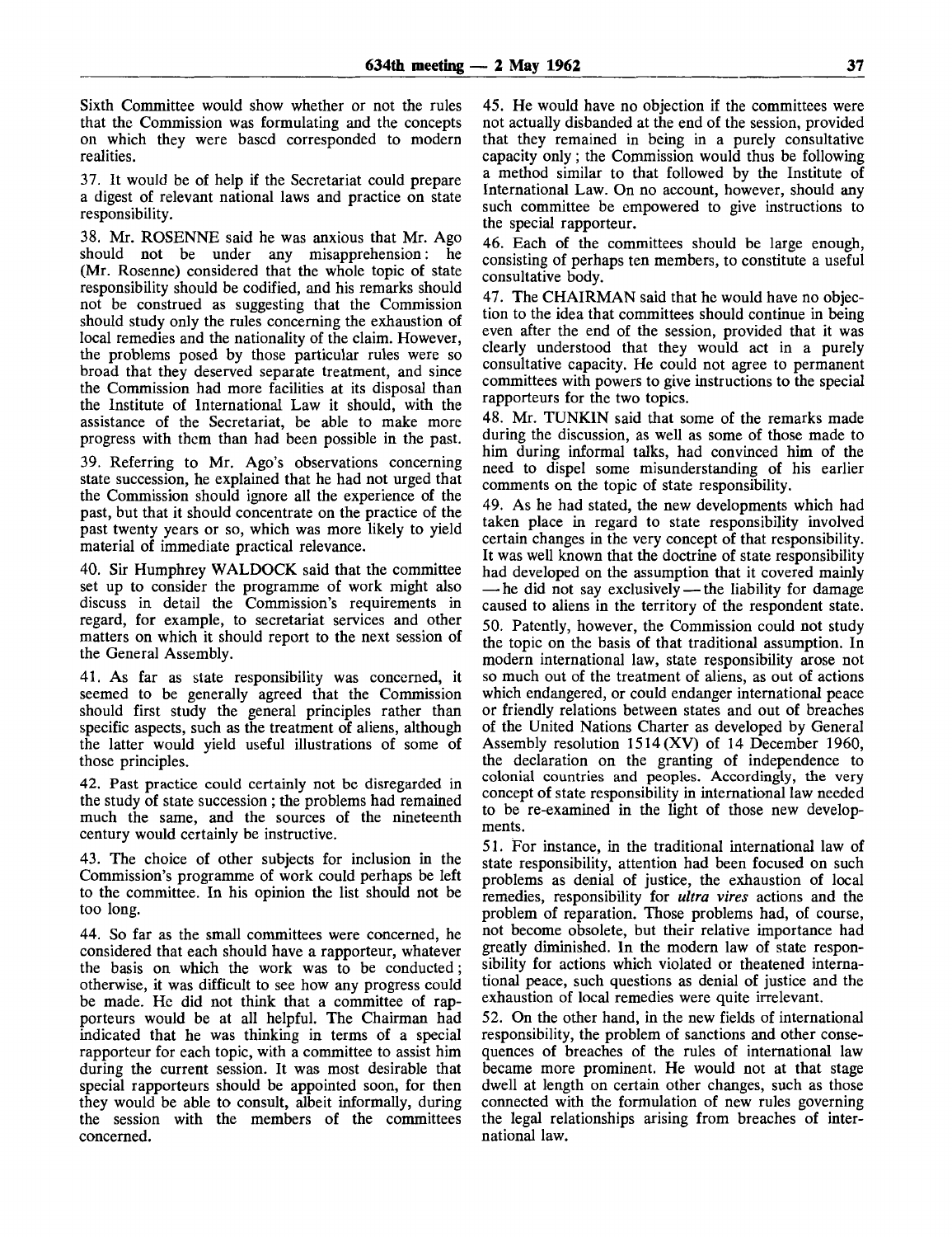Sixth Committee would show whether or not the rules that the Commission was formulating and the concepts on which they were based corresponded to modern realities.

37. It would be of help if the Secretariat could prepare a digest of relevant national laws and practice on state responsibility.

38. Mr. ROSENNE said he was anxious that Mr. Ago should not be under any misapprehension: he (Mr. Rosenne) considered that the whole topic of state responsibility should be codified, and his remarks should not be construed as suggesting that the Commission should study only the rules concerning the exhaustion of local remedies and the nationality of the claim. However, the problems posed by those particular rules were so broad that they deserved separate treatment, and since the Commission had more facilities at its disposal than the Institute of International Law it should, with the assistance of the Secretariat, be able to make more progress with them than had been possible in the past.

39. Referring to Mr. Ago's observations concerning state succession, he explained that he had not urged that the Commission should ignore all the experience of the past, but that it should concentrate on the practice of the past twenty years or so, which was more likely to yield material of immediate practical relevance.

40. Sir Humphrey WALDOCK said that the committee set up to consider the programme of work might also discuss in detail the Commission's requirements in regard, for example, to secretariat services and other matters on which it should report to the next session of the General Assembly.

41. As far as state responsibility was concerned, it seemed to be generally agreed that the Commission should first study the general principles rather than specific aspects, such as the treatment of aliens, although the latter would yield useful illustrations of some of those principles.

42. Past practice could certainly not be disregarded in the study of state succession; the problems had remained much the same, and the sources of the nineteenth century would certainly be instructive.

43. The choice of other subjects for inclusion in the Commission's programme of work could perhaps be left to the committee. In his opinion the list should not be too long.

44. So far as the small committees were concerned, he considered that each should have a rapporteur, whatever the basis on which the work was to be conducted; otherwise, it was difficult to see how any progress could be made. He did not think that a committee of rapporteurs would be at all helpful. The Chairman had indicated that he was thinking in terms of a special rapporteur for each topic, with a committee to assist him during the current session. It was most desirable that special rapporteurs should be appointed soon, for then they would be able to consult, albeit informally, during the session with the members of the committees concerned.

45. He would have no objection if the committees were not actually disbanded at the end of the session, provided that they remained in being in a purely consultative capacity only; the Commission would thus be following a method similar to that followed by the Institute of International Law. On no account, however, should any such committee be empowered to give instructions to the special rapporteur.

46. Each of the committees should be large enough, consisting of perhaps ten members, to constitute a useful consultative body.

47. The CHAIRMAN said that he would have no objection to the idea that committees should continue in being even after the end of the session, provided that it was clearly understood that they would act in a purely consultative capacity. He could not agree to permanent committees with powers to give instructions to the special rapporteurs for the two topics.

48. Mr. TUNKIN said that some of the remarks made during the discussion, as well as some of those made to him during informal talks, had convinced him of the need to dispel some misunderstanding of his earlier comments on the topic of state responsibility.

49. As he had stated, the new developments which had taken place in regard to state responsibility involved certain changes in the very concept of that responsibility. It was well known that the doctrine of state responsibility had developed on the assumption that it covered mainly — he did not say exclusively — the liability for damage caused to aliens in the territory of the respondent state.

50. Patently, however, the Commission could not study the topic on the basis of that traditional assumption. In modern international law, state responsibility arose not so much out of the treatment of aliens, as out of actions which endangered, or could endanger international peace or friendly relations between states and out of breaches of the United Nations Charter as developed by General Assembly resolution 1514 (XV) of 14 December 1960, the declaration on the granting of independence to colonial countries and peoples. Accordingly, the very concept of state responsibility in international law needed to be re-examined in the light of those new developments.

51. For instance, in the traditional international law of state responsibility, attention had been focused on such problems as denial of justice, the exhaustion of local remedies, responsibility for *ultra vires* actions and the problem of reparation. Those problems had, of course, not become obsolete, but their relative importance had greatly diminished. In the modern law of state responsibility for actions which violated or theatened international peace, such questions as denial of justice and the exhaustion of local remedies were quite irrelevant.

52. On the other hand, in the new fields of international responsibility, the problem of sanctions and other consequences of breaches of the rules of international law became more prominent. He would not at that stage dwell at length on certain other changes, such as those connected with the formulation of new rules governing the legal relationships arising from breaches of international law.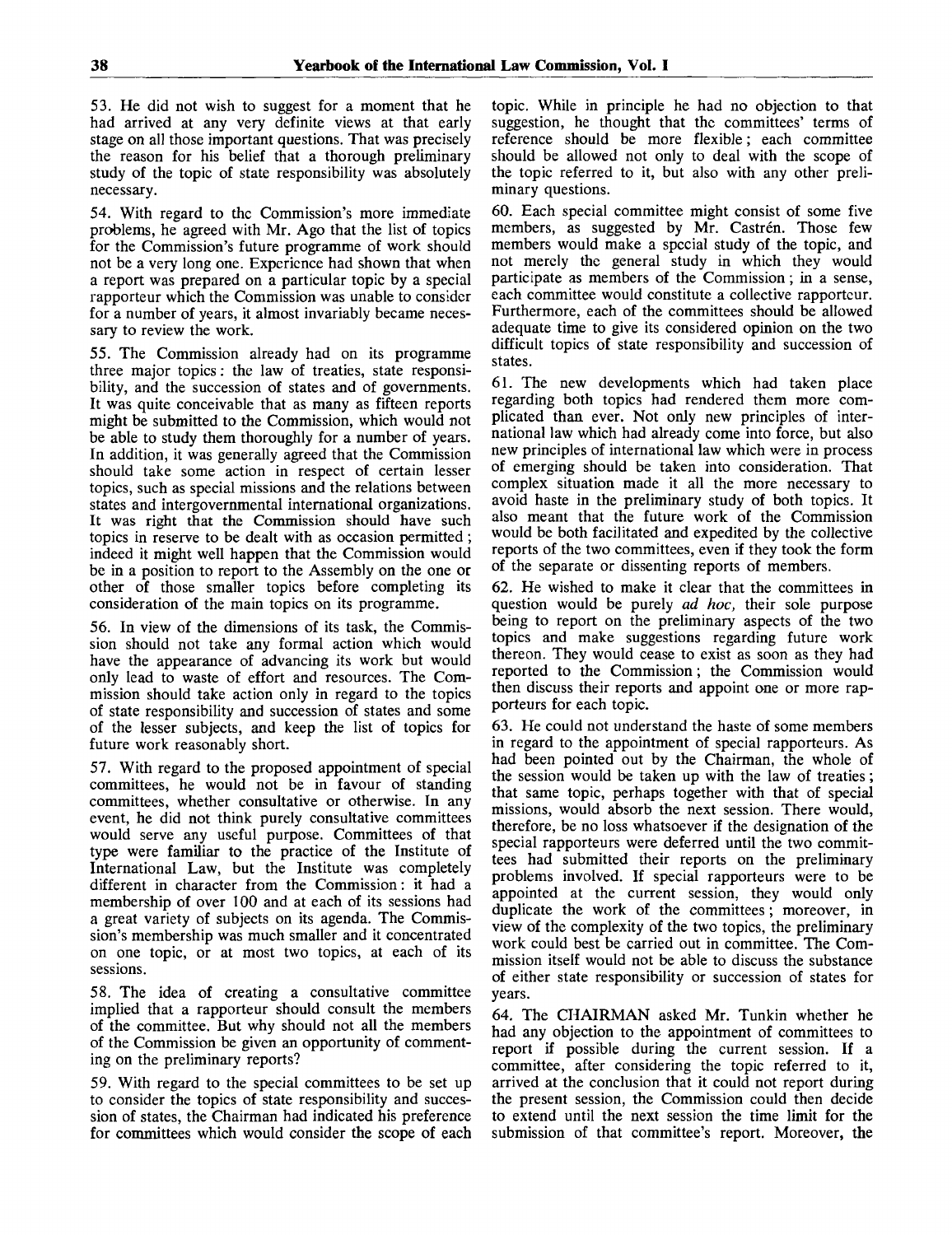53. He did not wish to suggest for a moment that he had arrived at any very definite views at that early stage on all those important questions. That was precisely the reason for his belief that a thorough preliminary study of the topic of state responsibility was absolutely necessary.

54. With regard to the Commission's more immediate problems, he agreed with Mr. Ago that the list of topics for the Commission's future programme of work should not be a very long one. Experience had shown that when a report was prepared on a particular topic by a special rapporteur which the Commission was unable to consider for a number of years, it almost invariably became necessary to review the work.

55. The Commission already had on its programme three major topics: the law of treaties, state responsibility, and the succession of states and of governments. It was quite conceivable that as many as fifteen reports might be submitted to the Commission, which would not be able to study them thoroughly for a number of years. In addition, it was generally agreed that the Commission should take some action in respect of certain lesser topics, such as special missions and the relations between states and intergovernmental international organizations. It was right that the Commission should have such topics in reserve to be dealt with as occasion permitted; indeed it might well happen that the Commission would be in a position to report to the Assembly on the one or other of those smaller topics before completing its consideration of the main topics on its programme.

56. In view of the dimensions of its task, the Commission should not take any formal action which would have the appearance of advancing its work but would only lead to waste of effort and resources. The Commission should take action only in regard to the topics of state responsibility and succession of states and some of the lesser subjects, and keep the list of topics for future work reasonably short.

57. With regard to the proposed appointment of special committees, he would not be in favour of standing committees, whether consultative or otherwise. In any event, he did not think purely consultative committees would serve any useful purpose. Committees of that type were familiar to the practice of the Institute of International Law, but the Institute was completely different in character from the Commission: it had a membership of over 100 and at each of its sessions had a great variety of subjects on its agenda. The Commission's membership was much smaller and it concentrated on one topic, or at most two topics, at each of its sessions.

58. The idea of creating a consultative committee implied that a rapporteur should consult the members of the committee. But why should not all the members of the Commission be given an opportunity of commenting on the preliminary reports?

59. With regard to the special committees to be set up to consider the topics of state responsibility and succession of states, the Chairman had indicated his preference for committees which would consider the scope of each topic. While in principle he had no objection to that suggestion, he thought that the committees' terms of reference should be more flexible; each committee should be allowed not only to deal with the scope of the topic referred to it, but also with any other preliminary questions.

60. Each special committee might consist of some five members, as suggested by Mr. Castrén. Those few members would make a special study of the topic, and not merely the general study in which they would participate as members of the Commission; in a sense, each committee would constitute a collective rapporteur. Furthermore, each of the committees should be allowed adequate time to give its considered opinion on the two difficult topics of state responsibility and succession of states.

61. The new developments which had taken place regarding both topics had rendered them more complicated than ever. Not only new principles of international law which had already come into force, but also new principles of international law which were in process of emerging should be taken into consideration. That complex situation made it all the more necessary to avoid haste in the preliminary study of both topics. It also meant that the future work of the Commission would be both facilitated and expedited by the collective reports of the two committees, even if they took the form of the separate or dissenting reports of members.

62. He wished to make it clear that the committees in question would be purely *ad hoc*, their sole purpose being to report on the preliminary aspects of the two topics and make suggestions regarding future work thereon. They would cease to exist as soon as they had reported to the Commission; the Commission would then discuss their reports and appoint one or more rapporteurs for each topic.

63. He could not understand the haste of some members in regard to the appointment of special rapporteurs. As had been pointed out by the Chairman, the whole of the session would be taken up with the law of treaties; that same topic, perhaps together with that of special missions, would absorb the next session. There would, therefore, be no loss whatsoever if the designation of the special rapporteurs were deferred until the two committees had submitted their reports on the preliminary problems involved. If special rapporteurs were to be appointed at the current session, they would only duplicate the work of the committees; moreover, in view of the complexity of the two topics, the preliminary work could best be carried out in committee. The Commission itself would not be able to discuss the substance of either state responsibility or succession of states for years.

64. The CHAIRMAN asked Mr. Tunkin whether he had any objection to the appointment of committees to report if possible during the current session. If a committee, after considering the topic referred to it, arrived at the conclusion that it could not report during the present session, the Commission could then decide to extend until the next session the time limit for the submission of that committee's report. Moreover, the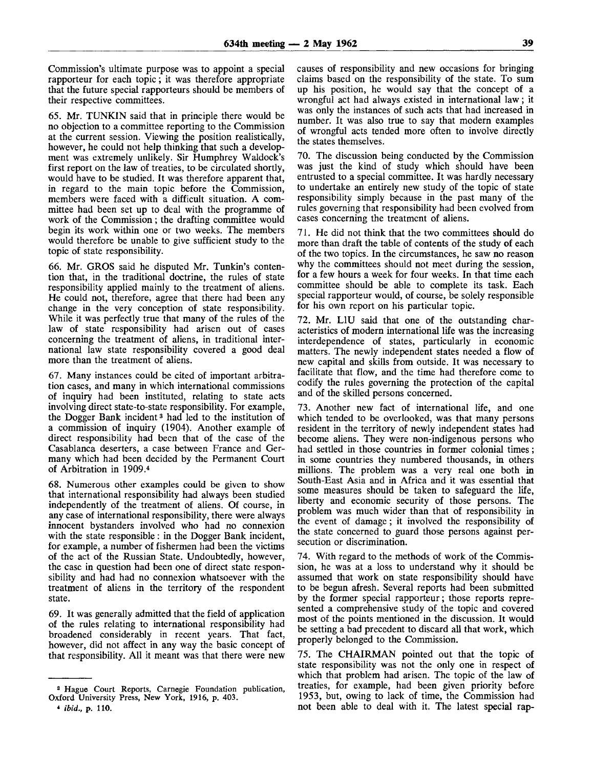Commission's ultimate purpose was to appoint a special rapporteur for each topic; it was therefore appropriate that the future special rapporteurs should be members of their respective committees.

65. Mr. TUNKIN said that in principle there would be no objection to a committee reporting to the Commission at the current session. Viewing the position realistically, however, he could not help thinking that such a development was extremely unlikely. Sir Humphrey Waldock's first report on the law of treaties, to be circulated shortly, would have to be studied. It was therefore apparent that, in regard to the main topic before the Commission, members were faced with a difficult situation. A committee had been set up to deal with the programme of work of the Commission; the drafting committee would begin its work within one or two weeks. The members would therefore be unable to give sufficient study to the topic of state responsibility.

66. Mr. GROS said he disputed Mr. Tunkin's contention that, in the traditional doctrine, the rules of state responsibility applied mainly to the treatment of aliens. He could not, therefore, agree that there had been any change in the very conception of state responsibility. While it was perfectly true that many of the rules of the law of state responsibility had arisen out of cases concerning the treatment of aliens, in traditional international law state responsibility covered a good deal more than the treatment of aliens.

67. Many instances could be cited of important arbitration cases, and many in which international commissions of inquiry had been instituted, relating to state acts involving direct state-to-state responsibility. For example, the Dogger Bank incident[3] had led to the institution of a commission of inquiry (1904). Another example of direct responsibility had been that of the case of the Casablanca deserters, a case between France and Germany which had been decided by the Permanent Court of Arbitration in 1909.[4]

68. Numerous other examples could be given to show that international responsibility had always been studied independently of the treatment of aliens. Of course, in any case of international responsibility, there were always innocent bystanders involved who had no connexion with the state responsible: in the Dogger Bank incident, for example, a number of fishermen had been the victims of the act of the Russian State. Undoubtedly, however, the case in question had been one of direct state responsibility and had had no connexion whatsoever with the treatment of aliens in the territory of the respondent state.

69. It was generally admitted that the field of application of the rules relating to international responsibility had broadened considerably in recent years. That fact, however, did not affect in any way the basic concept of that responsibility. All it meant was that there were new causes of responsibility and new occasions for bringing claims based on the responsibility of the state. To sum up his position, he would say that the concept of a wrongful act had always existed in international law; it was only the instances of such acts that had increased in number. It was also true to say that modern examples of wrongful acts tended more often to involve directly the states themselves.

70. The discussion being conducted by the Commission was just the kind of study which should have been entrusted to a special committee. It was hardly necessary to undertake an entirely new study of the topic of state responsibility simply because in the past many of the rules governing that responsibility had been evolved from cases concerning the treatment of aliens.

71. He did not think that the two committees should do more than draft the table of contents of the study of each of the two topics. In the circumstances, he saw no reason why the committees should not meet during the session, for a few hours a week for four weeks. In that time each committee should be able to complete its task. Each special rapporteur would, of course, be solely responsible for his own report on his particular topic.

72. Mr. LIU said that one of the outstanding characteristics of modern international life was the increasing interdependence of states, particularly in economic matters. The newly independent states needed a flow of new capital and skills from outside. It was necessary to facilitate that flow, and the time had therefore come to codify the rules governing the protection of the capital and of the skilled persons concerned.

73. Another new fact of international life, and one which tended to be overlooked, was that many persons resident in the territory of newly independent states had become aliens. They were non-indigenous persons who had settled in those countries in former colonial times; in some countries they numbered thousands, in others millions. The problem was a very real one both in South-East Asia and in Africa and it was essential that some measures should be taken to safeguard the life, liberty and economic security of those persons. The problem was much wider than that of responsibility in the event of damage; it involved the responsibility of the state concerned to guard those persons against persecution or discrimination.

74. With regard to the methods of work of the Commission, he was at a loss to understand why it should be assumed that work on state responsibility should have to be begun afresh. Several reports had been submitted by the former special rapporteur; those reports represented a comprehensive study of the topic and covered most of the points mentioned in the discussion. It would be setting a bad precedent to discard all that work, which properly belonged to the Commission.

75. The CHAIRMAN pointed out that the topic of state responsibility was not the only one in respect of which that problem had arisen. The topic of the law of treaties, for example, had been given priority before 1953, but, owing to lack of time, the Commission had not been able to deal with it. The latest special rap-

---

[3] Hague Court Reports, Carnegie Foundation publication, Oxford University Press, New York, 1916, p. 403.

[4] *ibid.*, p. 110.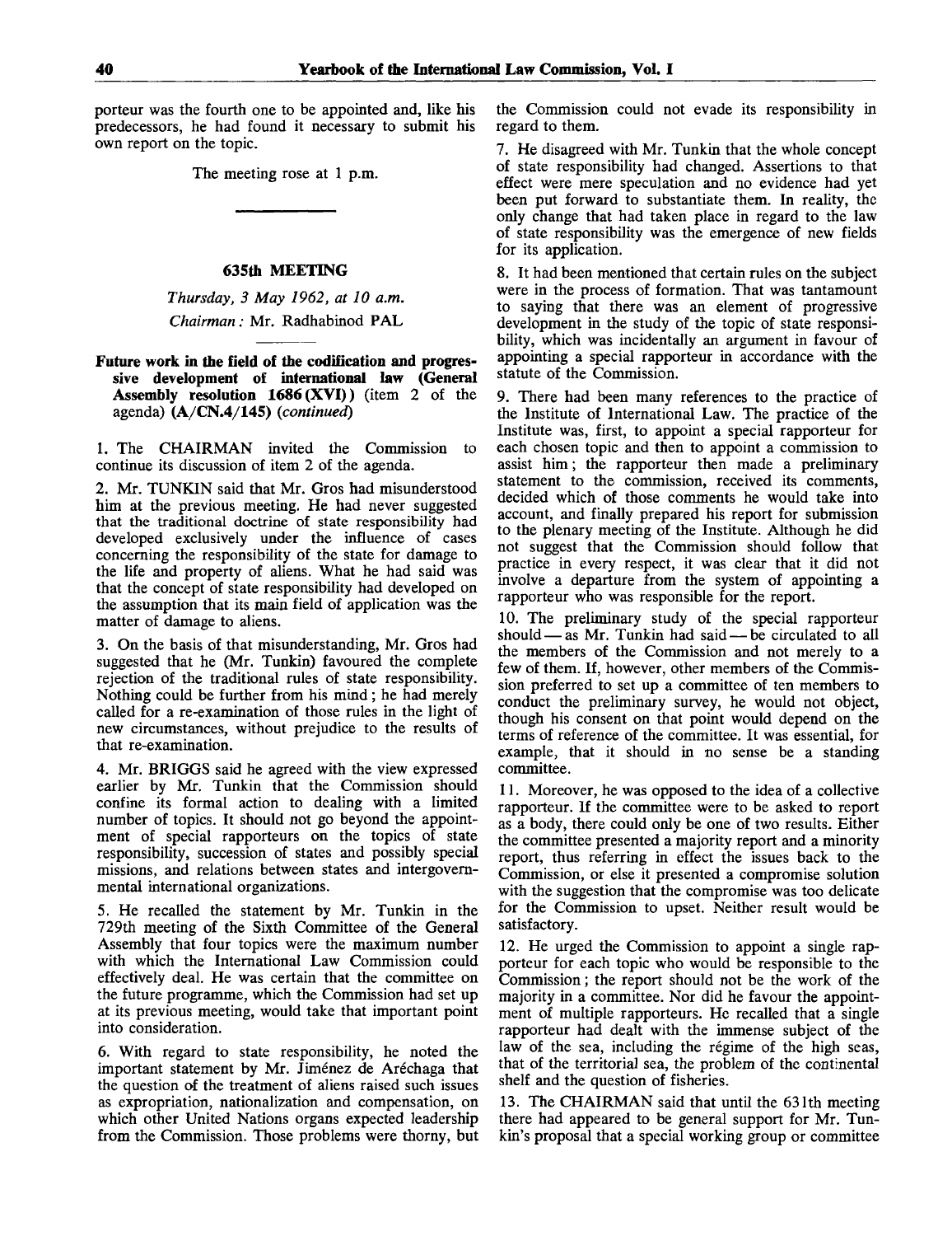porteur was the fourth one to be appointed and, like his predecessors, he had found it necessary to submit his own report on the topic.

The meeting rose at 1 p.m.

---

## 635th MEETING

*Thursday, 3 May 1962, at 10 a.m.*

*Chairman:* Mr. Radhabinod PAL

---

### Future work in the field of the codification and progressive development of international law (General Assembly resolution 1686 (XVI)) (item 2 of the agenda) (A/CN.4/145) (*continued*)

1. The CHAIRMAN invited the Commission to continue its discussion of item 2 of the agenda.

2. Mr. TUNKIN said that Mr. Gros had misunderstood him at the previous meeting. He had never suggested that the traditional doctrine of state responsibility had developed exclusively under the influence of cases concerning the responsibility of the state for damage to the life and property of aliens. What he had said was that the concept of state responsibility had developed on the assumption that its main field of application was the matter of damage to aliens.

3. On the basis of that misunderstanding, Mr. Gros had suggested that he (Mr. Tunkin) favoured the complete rejection of the traditional rules of state responsibility. Nothing could be further from his mind; he had merely called for a re-examination of those rules in the light of new circumstances, without prejudice to the results of that re-examination.

4. Mr. BRIGGS said he agreed with the view expressed earlier by Mr. Tunkin that the Commission should confine its formal action to dealing with a limited number of topics. It should not go beyond the appointment of special rapporteurs on the topics of state responsibility, succession of states and possibly special missions, and relations between states and intergovernmental international organizations.

5. He recalled the statement by Mr. Tunkin in the 729th meeting of the Sixth Committee of the General Assembly that four topics were the maximum number with which the International Law Commission could effectively deal. He was certain that the committee on the future programme, which the Commission had set up at its previous meeting, would take that important point into consideration.

6. With regard to state responsibility, he noted the important statement by Mr. Jiménez de Aréchaga that the question of the treatment of aliens raised such issues as expropriation, nationalization and compensation, on which other United Nations organs expected leadership from the Commission. Those problems were thorny, but the Commission could not evade its responsibility in regard to them.

7. He disagreed with Mr. Tunkin that the whole concept of state responsibility had changed. Assertions to that effect were mere speculation and no evidence had yet been put forward to substantiate them. In reality, the only change that had taken place in regard to the law of state responsibility was the emergence of new fields for its application.

8. It had been mentioned that certain rules on the subject were in the process of formation. That was tantamount to saying that there was an element of progressive development in the study of the topic of state responsibility, which was incidentally an argument in favour of appointing a special rapporteur in accordance with the statute of the Commission.

9. There had been many references to the practice of the Institute of International Law. The practice of the Institute was, first, to appoint a special rapporteur for each chosen topic and then to appoint a commission to assist him; the rapporteur then made a preliminary statement to the commission, received its comments, decided which of those comments he would take into account, and finally prepared his report for submission to the plenary meeting of the Institute. Although he did not suggest that the Commission should follow that practice in every respect, it was clear that it did not involve a departure from the system of appointing a rapporteur who was responsible for the report.

10. The preliminary study of the special rapporteur should — as Mr. Tunkin had said — be circulated to all the members of the Commission and not merely to a few of them. If, however, other members of the Commission preferred to set up a committee of ten members to conduct the preliminary survey, he would not object, though his consent on that point would depend on the terms of reference of the committee. It was essential, for example, that it should in no sense be a standing committee.

11. Moreover, he was opposed to the idea of a collective rapporteur. If the committee were to be asked to report as a body, there could only be one of two results. Either the committee presented a majority report and a minority report, thus referring in effect the issues back to the Commission, or else it presented a compromise solution with the suggestion that the compromise was too delicate for the Commission to upset. Neither result would be satisfactory.

12. He urged the Commission to appoint a single rapporteur for each topic who would be responsible to the Commission; the report should not be the work of the majority in a committee. Nor did he favour the appointment of multiple rapporteurs. He recalled that a single rapporteur had dealt with the immense subject of the law of the sea, including the régime of the high seas, that of the territorial sea, the problem of the continental shelf and the question of fisheries.

13. The CHAIRMAN said that until the 631th meeting there had appeared to be general support for Mr. Tunkin's proposal that a special working group or committee